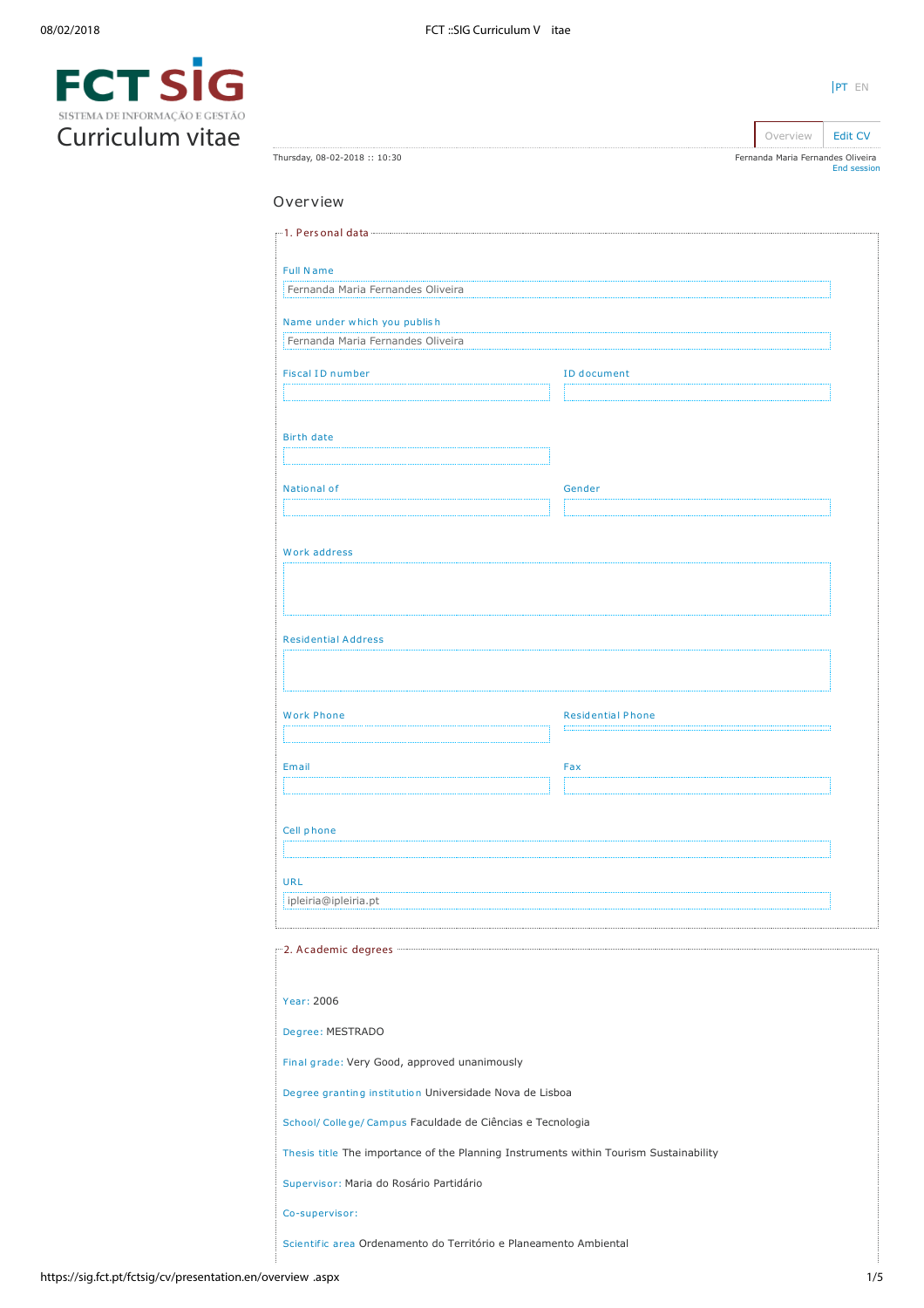# FCT SIG

SISTEMA DE INFORMAÇÃO E GESTÃO

Curriculum vitae

PT EN

Overview | Edit CV

Thursday, 08-02-2018 :: 10:30

Fernanda Maria Fernandes Oliveira
End session

## Overview

### 1. Personal data

Full Name
Fernanda Maria Fernandes Oliveira

Name under which you publish
Fernanda Maria Fernandes Oliveira

Fiscal ID number

ID document

Birth date

National of

Gender

Work address

Residential Address

Work Phone

Residential Phone

Email

Fax

Cell phone

URL
ipleiria@ipleiria.pt

### 2. Academic degrees

Year: 2006

Degree: MESTRADO

Final grade: Very Good, approved unanimously

Degree granting institution Universidade Nova de Lisboa

School/ College/ Campus Faculdade de Ciências e Tecnologia

Thesis title The importance of the Planning Instruments within Tourism Sustainability

Supervisor: Maria do Rosário Partidário

Co-supervisor:

Scientific area Ordenamento do Território e Planeamento Ambiental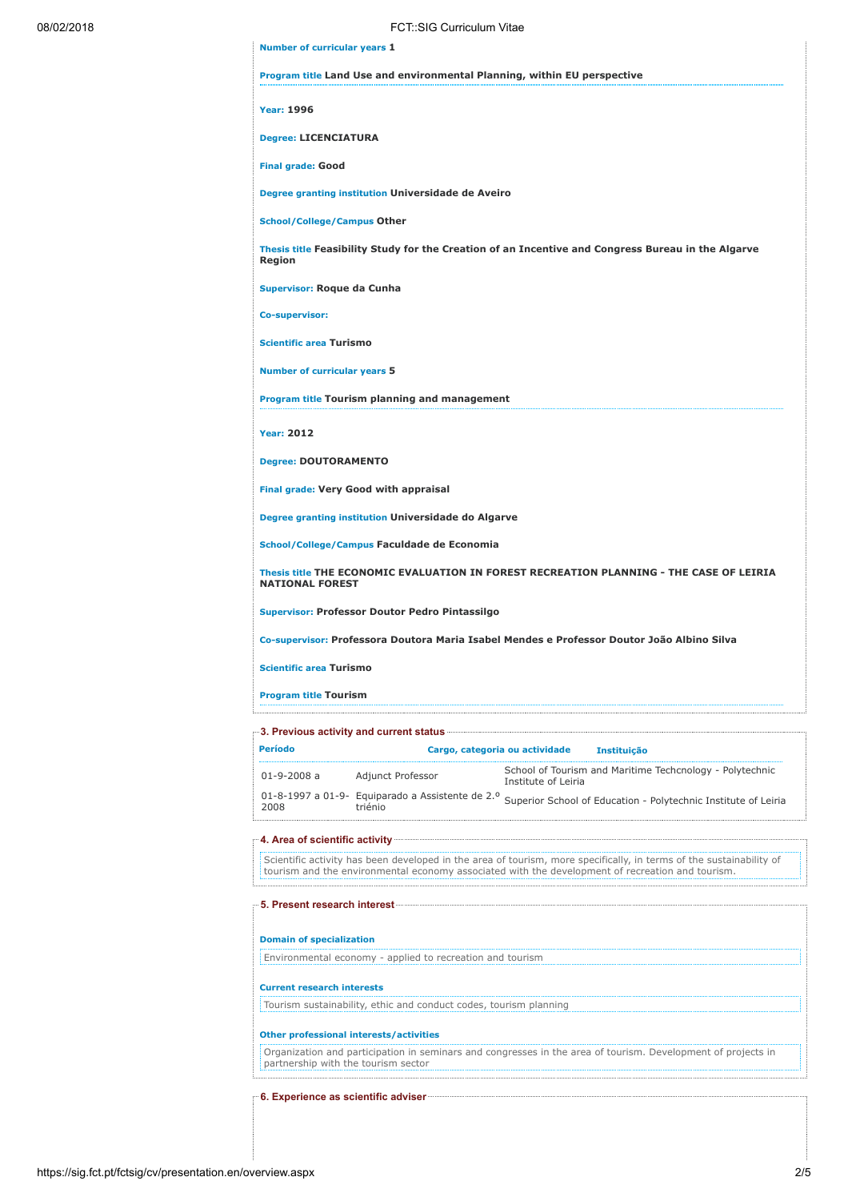**Number of curricular years** 1

**Program title** Land Use and environmental Planning, within EU perspective

**Year:** 1996

**Degree:** LICENCIATURA

**Final grade:** Good

**Degree granting institution** Universidade de Aveiro

**School/College/Campus** Other

**Thesis title** Feasibility Study for the Creation of an Incentive and Congress Bureau in the Algarve Region

**Supervisor:** Roque da Cunha

**Co-supervisor:**

**Scientific area** Turismo

**Number of curricular years** 5

**Program title** Tourism planning and management

**Year:** 2012

**Degree:** DOUTORAMENTO

**Final grade:** Very Good with appraisal

**Degree granting institution** Universidade do Algarve

**School/College/Campus** Faculdade de Economia

**Thesis title** THE ECONOMIC EVALUATION IN FOREST RECREATION PLANNING - THE CASE OF LEIRIA NATIONAL FOREST

**Supervisor:** Professor Doutor Pedro Pintassilgo

**Co-supervisor:** Professora Doutora Maria Isabel Mendes e Professor Doutor João Albino Silva

**Scientific area** Turismo

**Program title** Tourism

## 3. Previous activity and current status

| Período | Cargo, categoria ou actividade | Instituição |
|---|---|---|
| 01-9-2008 a | Adjunct Professor | School of Tourism and Maritime Techcnology - Polytechnic Institute of Leiria |
| 01-8-1997 a 01-9-2008 | Equiparado a Assistente de 2.º triénio | Superior School of Education - Polytechnic Institute of Leiria |

## 4. Area of scientific activity

Scientific activity has been developed in the area of tourism, more specifically, in terms of the sustainability of tourism and the environmental economy associated with the development of recreation and tourism.

## 5. Present research interest

**Domain of specialization**

Environmental economy - applied to recreation and tourism

**Current research interests**

Tourism sustainability, ethic and conduct codes, tourism planning

**Other professional interests/activities**

Organization and participation in seminars and congresses in the area of tourism. Development of projects in partnership with the tourism sector

## 6. Experience as scientific adviser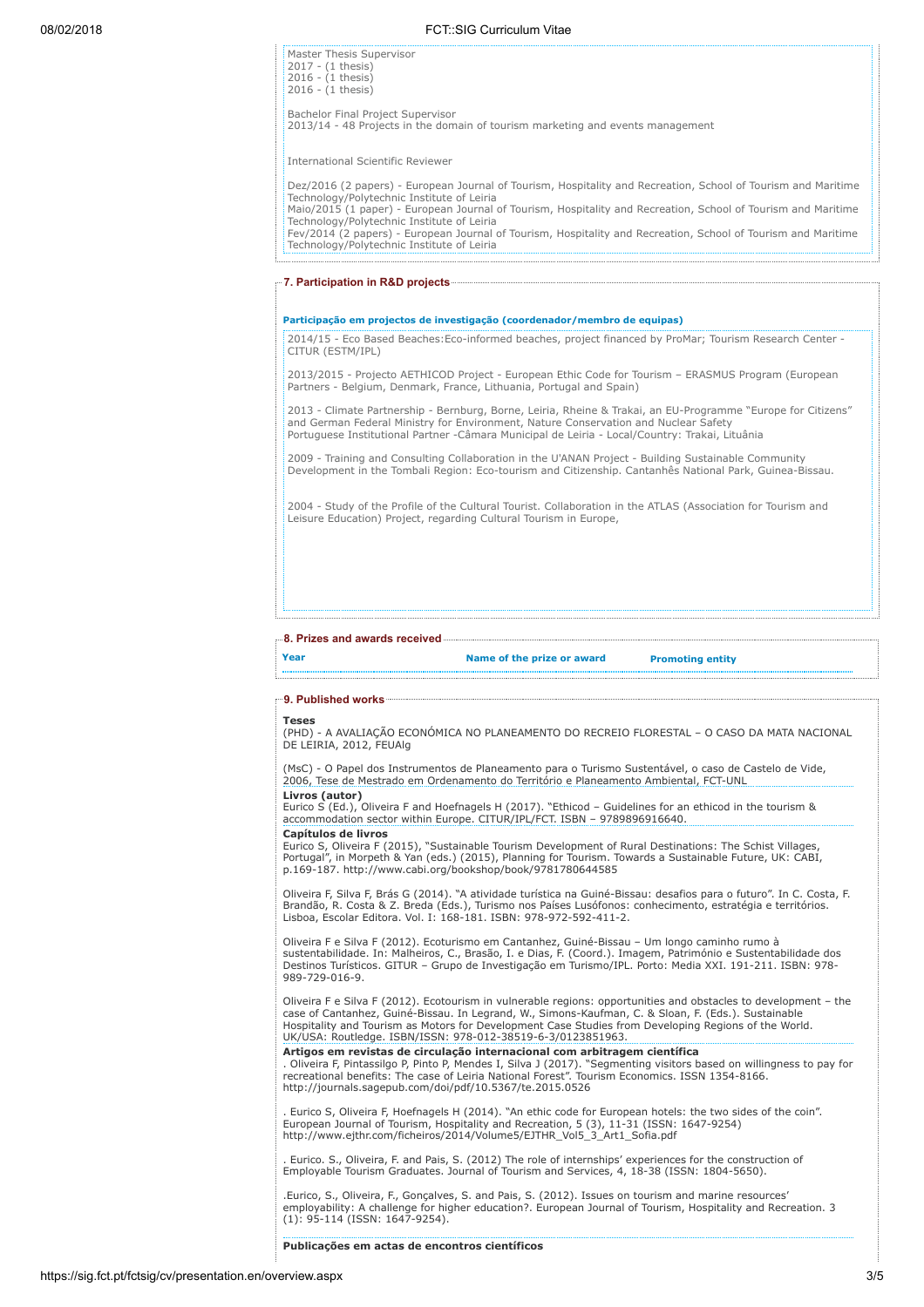Master Thesis Supervisor
2017 - (1 thesis)
2016 - (1 thesis)
2016 - (1 thesis)

Bachelor Final Project Supervisor
2013/14 - 48 Projects in the domain of tourism marketing and events management

International Scientific Reviewer

Dez/2016 (2 papers) - European Journal of Tourism, Hospitality and Recreation, School of Tourism and Maritime Technology/Polytechnic Institute of Leiria
Maio/2015 (1 paper) - European Journal of Tourism, Hospitality and Recreation, School of Tourism and Maritime Technology/Polytechnic Institute of Leiria
Fev/2014 (2 papers) - European Journal of Tourism, Hospitality and Recreation, School of Tourism and Maritime Technology/Polytechnic Institute of Leiria

## 7. Participation in R&D projects

**Participação em projectos de investigação (coordenador/membro de equipas)**

2014/15 - Eco Based Beaches:Eco-informed beaches, project financed by ProMar; Tourism Research Center - CITUR (ESTM/IPL)

2013/2015 - Projecto AETHICOD Project - European Ethic Code for Tourism – ERASMUS Program (European Partners - Belgium, Denmark, France, Lithuania, Portugal and Spain)

2013 - Climate Partnership - Bernburg, Borne, Leiria, Rheine & Trakai, an EU-Programme "Europe for Citizens" and German Federal Ministry for Environment, Nature Conservation and Nuclear Safety
Portuguese Institutional Partner -Câmara Municipal de Leiria - Local/Country: Trakai, Lituânia

2009 - Training and Consulting Collaboration in the U'ANAN Project - Building Sustainable Community Development in the Tombali Region: Eco-tourism and Citizenship. Cantanhês National Park, Guinea-Bissau.

2004 - Study of the Profile of the Cultural Tourist. Collaboration in the ATLAS (Association for Tourism and Leisure Education) Project, regarding Cultural Tourism in Europe,

## 8. Prizes and awards received

| Year | Name of the prize or award | Promoting entity |
| --- | --- | --- |

## 9. Published works

**Teses**
(PHD) - A AVALIAÇÃO ECONÓMICA NO PLANEAMENTO DO RECREIO FLORESTAL – O CASO DA MATA NACIONAL DE LEIRIA, 2012, FEUAlg

(MsC) - O Papel dos Instrumentos de Planeamento para o Turismo Sustentável, o caso de Castelo de Vide, 2006, Tese de Mestrado em Ordenamento do Território e Planeamento Ambiental, FCT-UNL

**Livros (autor)**
Eurico S (Ed.), Oliveira F and Hoefnagels H (2017). "Ethicod – Guidelines for an ethicod in the tourism & accommodation sector within Europe. CITUR/IPL/FCT. ISBN – 9789896916640.

**Capítulos de livros**
Eurico S, Oliveira F (2015), "Sustainable Tourism Development of Rural Destinations: The Schist Villages, Portugal", in Morpeth & Yan (eds.) (2015), Planning for Tourism. Towards a Sustainable Future, UK: CABI, p.169-187. http://www.cabi.org/bookshop/book/9781780644585

Oliveira F, Silva F, Brás G (2014). "A atividade turística na Guiné-Bissau: desafios para o futuro". In C. Costa, F. Brandão, R. Costa & Z. Breda (Eds.), Turismo nos Países Lusófonos: conhecimento, estratégia e territórios. Lisboa, Escolar Editora. Vol. I: 168-181. ISBN: 978-972-592-411-2.

Oliveira F e Silva F (2012). Ecoturismo em Cantanhez, Guiné-Bissau – Um longo caminho rumo à sustentabilidade. In: Malheiros, C., Brasão, I. e Dias, F. (Coord.). Imagem, Património e Sustentabilidade dos Destinos Turísticos. GITUR – Grupo de Investigação em Turismo/IPL. Porto: Media XXI. 191-211. ISBN: 978-989-729-016-9.

Oliveira F e Silva F (2012). Ecotourism in vulnerable regions: opportunities and obstacles to development – the case of Cantanhez, Guiné-Bissau. In Legrand, W., Simons-Kaufman, C. & Sloan, F. (Eds.). Sustainable Hospitality and Tourism as Motors for Development Case Studies from Developing Regions of the World. UK/USA: Routledge. ISBN/ISSN: 978-012-38519-6-3/0123851963.

**Artigos em revistas de circulação internacional com arbitragem científica**
. Oliveira F, Pintassilgo P, Pinto P, Mendes I, Silva J (2017). "Segmenting visitors based on willingness to pay for recreational benefits: The case of Leiria National Forest". Tourism Economics. ISSN 1354-8166. http://journals.sagepub.com/doi/pdf/10.5367/te.2015.0526

. Eurico S, Oliveira F, Hoefnagels H (2014). "An ethic code for European hotels: the two sides of the coin". European Journal of Tourism, Hospitality and Recreation, 5 (3), 11-31 (ISSN: 1647-9254) http://www.ejthr.com/ficheiros/2014/Volume5/EJTHR_Vol5_3_Art1_Sofia.pdf

. Eurico. S., Oliveira, F. and Pais, S. (2012) The role of internships' experiences for the construction of Employable Tourism Graduates. Journal of Tourism and Services, 4, 18-38 (ISSN: 1804-5650).

.Eurico, S., Oliveira, F., Gonçalves, S. and Pais, S. (2012). Issues on tourism and marine resources' employability: A challenge for higher education?. European Journal of Tourism, Hospitality and Recreation. 3 (1): 95-114 (ISSN: 1647-9254).

**Publicações em actas de encontros científicos**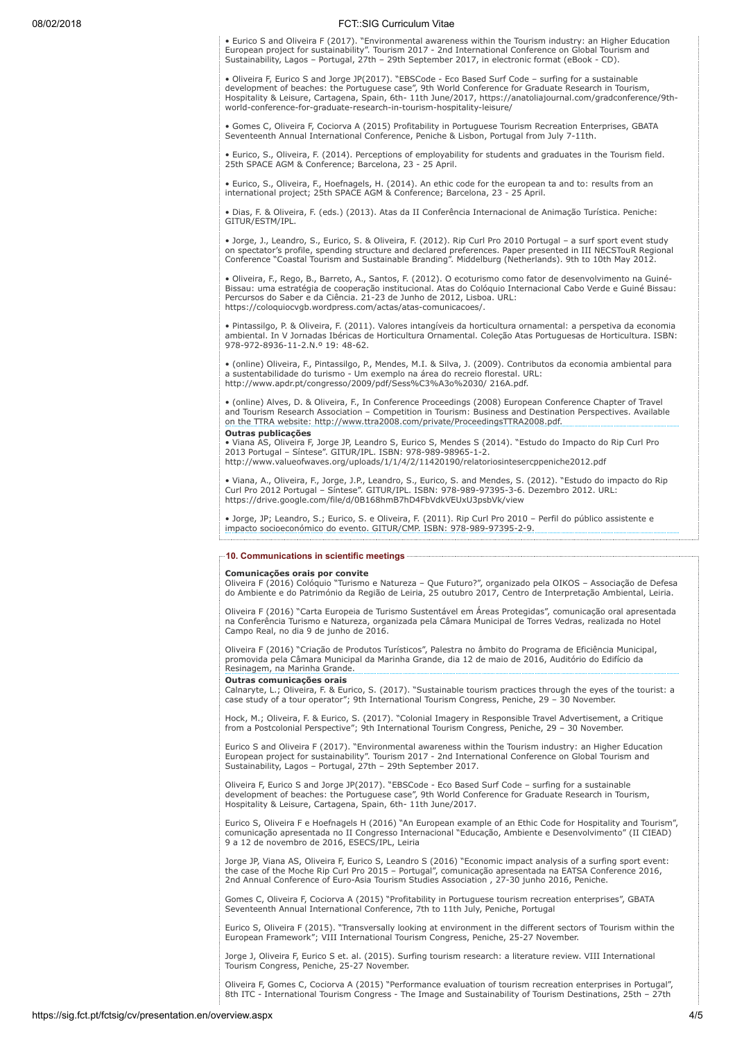• Eurico S and Oliveira F (2017). "Environmental awareness within the Tourism industry: an Higher Education European project for sustainability". Tourism 2017 - 2nd International Conference on Global Tourism and Sustainability, Lagos – Portugal, 27th – 29th September 2017, in electronic format (eBook - CD).

• Oliveira F, Eurico S and Jorge JP(2017). "EBSCode - Eco Based Surf Code – surfing for a sustainable development of beaches: the Portuguese case", 9th World Conference for Graduate Research in Tourism, Hospitality & Leisure, Cartagena, Spain, 6th- 11th June/2017, https://anatoliajournal.com/gradconference/9th-world-conference-for-graduate-research-in-tourism-hospitality-leisure/

• Gomes C, Oliveira F, Cociorva A (2015) Profitability in Portuguese Tourism Recreation Enterprises, GBATA Seventeenth Annual International Conference, Peniche & Lisbon, Portugal from July 7-11th.

• Eurico, S., Oliveira, F. (2014). Perceptions of employability for students and graduates in the Tourism field. 25th SPACE AGM & Conference; Barcelona, 23 - 25 April.

• Eurico, S., Oliveira, F., Hoefnagels, H. (2014). An ethic code for the european ta and to: results from an international project; 25th SPACE AGM & Conference; Barcelona, 23 - 25 April.

• Dias, F. & Oliveira, F. (eds.) (2013). Atas da II Conferência Internacional de Animação Turística. Peniche: GITUR/ESTM/IPL.

• Jorge, J., Leandro, S., Eurico, S. & Oliveira, F. (2012). Rip Curl Pro 2010 Portugal – a surf sport event study on spectator's profile, spending structure and declared preferences. Paper presented in III NECSTouR Regional Conference "Coastal Tourism and Sustainable Branding". Middelburg (Netherlands). 9th to 10th May 2012.

• Oliveira, F., Rego, B., Barreto, A., Santos, F. (2012). O ecoturismo como fator de desenvolvimento na Guiné-Bissau: uma estratégia de cooperação institucional. Atas do Colóquio Internacional Cabo Verde e Guiné Bissau: Percursos do Saber e da Ciência. 21-23 de Junho de 2012, Lisboa. URL: https://coloquiocvgb.wordpress.com/actas/atas-comunicacoes/.

• Pintassilgo, P. & Oliveira, F. (2011). Valores intangíveis da horticultura ornamental: a perspetiva da economia ambiental. In V Jornadas Ibéricas de Horticultura Ornamental. Coleção Atas Portuguesas de Horticultura. ISBN: 978-972-8936-11-2.N.º 19: 48-62.

• (online) Oliveira, F., Pintassilgo, P., Mendes, M.I. & Silva, J. (2009). Contributos da economia ambiental para a sustentabilidade do turismo - Um exemplo na área do recreio florestal. URL: http://www.apdr.pt/congresso/2009/pdf/Sess%C3%A3o%2030/ 216A.pdf.

• (online) Alves, D. & Oliveira, F., In Conference Proceedings (2008) European Conference Chapter of Travel and Tourism Research Association – Competition in Tourism: Business and Destination Perspectives. Available on the TTRA website: http://www.ttra2008.com/private/ProceedingsTTRA2008.pdf.

**Outras publicações**

• Viana AS, Oliveira F, Jorge JP, Leandro S, Eurico S, Mendes S (2014). "Estudo do Impacto do Rip Curl Pro 2013 Portugal – Síntese". GITUR/IPL. ISBN: 978-989-98965-1-2. http://www.valueofwaves.org/uploads/1/1/4/2/11420190/relatoriosintesercppeniche2012.pdf

• Viana, A., Oliveira, F., Jorge, J.P., Leandro, S., Eurico, S. and Mendes, S. (2012). "Estudo do impacto do Rip Curl Pro 2012 Portugal – Síntese". GITUR/IPL. ISBN: 978-989-97395-3-6. Dezembro 2012. URL: https://drive.google.com/file/d/0B168hmB7hD4FbVdkVEUxU3psbVk/view

• Jorge, JP; Leandro, S.; Eurico, S. e Oliveira, F. (2011). Rip Curl Pro 2010 – Perfil do público assistente e impacto socioeconómico do evento. GITUR/CMP. ISBN: 978-989-97395-2-9.

## 10. Communications in scientific meetings

**Comunicações orais por convite**

Oliveira F (2016) Colóquio "Turismo e Natureza – Que Futuro?", organizado pela OIKOS – Associação de Defesa do Ambiente e do Património da Região de Leiria, 25 outubro 2017, Centro de Interpretação Ambiental, Leiria.

Oliveira F (2016) "Carta Europeia de Turismo Sustentável em Áreas Protegidas", comunicação oral apresentada na Conferência Turismo e Natureza, organizada pela Câmara Municipal de Torres Vedras, realizada no Hotel Campo Real, no dia 9 de junho de 2016.

Oliveira F (2016) "Criação de Produtos Turísticos", Palestra no âmbito do Programa de Eficiência Municipal, promovida pela Câmara Municipal da Marinha Grande, dia 12 de maio de 2016, Auditório do Edifício da Resinagem, na Marinha Grande.

**Outras comunicações orais**

Calnaryte, L.; Oliveira, F. & Eurico, S. (2017). "Sustainable tourism practices through the eyes of the tourist: a case study of a tour operator"; 9th International Tourism Congress, Peniche, 29 – 30 November.

Hock, M.; Oliveira, F. & Eurico, S. (2017). "Colonial Imagery in Responsible Travel Advertisement, a Critique from a Postcolonial Perspective"; 9th International Tourism Congress, Peniche, 29 – 30 November.

Eurico S and Oliveira F (2017). "Environmental awareness within the Tourism industry: an Higher Education European project for sustainability". Tourism 2017 - 2nd International Conference on Global Tourism and Sustainability, Lagos – Portugal, 27th – 29th September 2017.

Oliveira F, Eurico S and Jorge JP(2017). "EBSCode - Eco Based Surf Code – surfing for a sustainable development of beaches: the Portuguese case", 9th World Conference for Graduate Research in Tourism, Hospitality & Leisure, Cartagena, Spain, 6th- 11th June/2017.

Eurico S, Oliveira F e Hoefnagels H (2016) "An European example of an Ethic Code for Hospitality and Tourism", comunicação apresentada no II Congresso Internacional "Educação, Ambiente e Desenvolvimento" (II CIEAD) 9 a 12 de novembro de 2016, ESECS/IPL, Leiria

Jorge JP, Viana AS, Oliveira F, Eurico S, Leandro S (2016) "Economic impact analysis of a surfing sport event: the case of the Moche Rip Curl Pro 2015 – Portugal", comunicação apresentada na EATSA Conference 2016, 2nd Annual Conference of Euro-Asia Tourism Studies Association , 27-30 junho 2016, Peniche.

Gomes C, Oliveira F, Cociorva A (2015) "Profitability in Portuguese tourism recreation enterprises", GBATA Seventeenth Annual International Conference, 7th to 11th July, Peniche, Portugal

Eurico S, Oliveira F (2015). "Transversally looking at environment in the different sectors of Tourism within the European Framework"; VIII International Tourism Congress, Peniche, 25-27 November.

Jorge J, Oliveira F, Eurico S et. al. (2015). Surfing tourism research: a literature review. VIII International Tourism Congress, Peniche, 25-27 November.

Oliveira F, Gomes C, Cociorva A (2015) "Performance evaluation of tourism recreation enterprises in Portugal", 8th ITC - International Tourism Congress - The Image and Sustainability of Tourism Destinations, 25th – 27th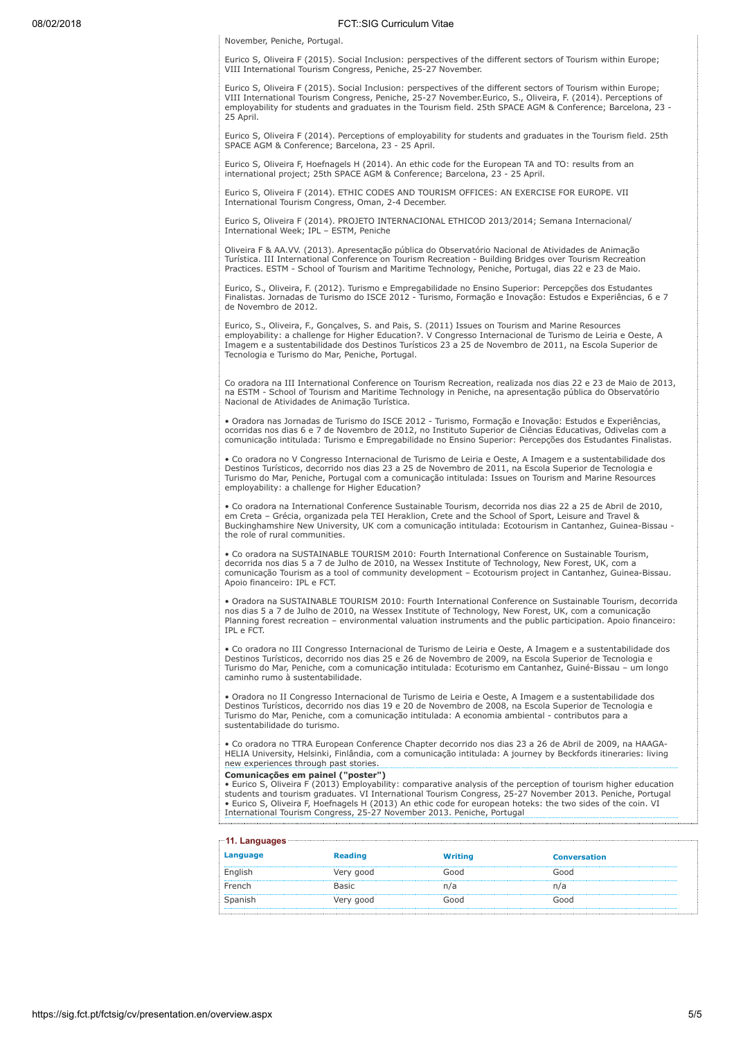November, Peniche, Portugal.

Eurico S, Oliveira F (2015). Social Inclusion: perspectives of the different sectors of Tourism within Europe; VIII International Tourism Congress, Peniche, 25-27 November.

Eurico S, Oliveira F (2015). Social Inclusion: perspectives of the different sectors of Tourism within Europe; VIII International Tourism Congress, Peniche, 25-27 November.Eurico, S., Oliveira, F. (2014). Perceptions of employability for students and graduates in the Tourism field. 25th SPACE AGM & Conference; Barcelona, 23 - 25 April.

Eurico S, Oliveira F (2014). Perceptions of employability for students and graduates in the Tourism field. 25th SPACE AGM & Conference; Barcelona, 23 - 25 April.

Eurico S, Oliveira F, Hoefnagels H (2014). An ethic code for the European TA and TO: results from an international project; 25th SPACE AGM & Conference; Barcelona, 23 - 25 April.

Eurico S, Oliveira F (2014). ETHIC CODES AND TOURISM OFFICES: AN EXERCISE FOR EUROPE. VII International Tourism Congress, Oman, 2-4 December.

Eurico S, Oliveira F (2014). PROJETO INTERNACIONAL ETHICOD 2013/2014; Semana Internacional/ International Week; IPL – ESTM, Peniche

Oliveira F & AA.VV. (2013). Apresentação pública do Observatório Nacional de Atividades de Animação Turística. III International Conference on Tourism Recreation - Building Bridges over Tourism Recreation Practices. ESTM - School of Tourism and Maritime Technology, Peniche, Portugal, dias 22 e 23 de Maio.

Eurico, S., Oliveira, F. (2012). Turismo e Empregabilidade no Ensino Superior: Percepções dos Estudantes Finalistas. Jornadas de Turismo do ISCE 2012 - Turismo, Formação e Inovação: Estudos e Experiências, 6 e 7 de Novembro de 2012.

Eurico, S., Oliveira, F., Gonçalves, S. and Pais, S. (2011) Issues on Tourism and Marine Resources employability: a challenge for Higher Education?. V Congresso Internacional de Turismo de Leiria e Oeste, A Imagem e a sustentabilidade dos Destinos Turísticos 23 a 25 de Novembro de 2011, na Escola Superior de Tecnologia e Turismo do Mar, Peniche, Portugal.

Co oradora na III International Conference on Tourism Recreation, realizada nos dias 22 e 23 de Maio de 2013, na ESTM - School of Tourism and Maritime Technology in Peniche, na apresentação pública do Observatório Nacional de Atividades de Animação Turística.

• Oradora nas Jornadas de Turismo do ISCE 2012 - Turismo, Formação e Inovação: Estudos e Experiências, ocorridas nos dias 6 e 7 de Novembro de 2012, no Instituto Superior de Ciências Educativas, Odivelas com a comunicação intitulada: Turismo e Empregabilidade no Ensino Superior: Percepções dos Estudantes Finalistas.

• Co oradora no V Congresso Internacional de Turismo de Leiria e Oeste, A Imagem e a sustentabilidade dos Destinos Turísticos, decorrido nos dias 23 a 25 de Novembro de 2011, na Escola Superior de Tecnologia e Turismo do Mar, Peniche, Portugal com a comunicação intitulada: Issues on Tourism and Marine Resources employability: a challenge for Higher Education?

• Co oradora na International Conference Sustainable Tourism, decorrida nos dias 22 a 25 de Abril de 2010, em Creta – Grécia, organizada pela TEI Heraklion, Crete and the School of Sport, Leisure and Travel & Buckinghamshire New University, UK com a comunicação intitulada: Ecotourism in Cantanhez, Guinea-Bissau - the role of rural communities.

• Co oradora na SUSTAINABLE TOURISM 2010: Fourth International Conference on Sustainable Tourism, decorrida nos dias 5 a 7 de Julho de 2010, na Wessex Institute of Technology, New Forest, UK, com a comunicação Tourism as a tool of community development – Ecotourism project in Cantanhez, Guinea-Bissau. Apoio financeiro: IPL e FCT.

• Oradora na SUSTAINABLE TOURISM 2010: Fourth International Conference on Sustainable Tourism, decorrida nos dias 5 a 7 de Julho de 2010, na Wessex Institute of Technology, New Forest, UK, com a comunicação Planning forest recreation – environmental valuation instruments and the public participation. Apoio financeiro: IPL e FCT.

• Co oradora no III Congresso Internacional de Turismo de Leiria e Oeste, A Imagem e a sustentabilidade dos Destinos Turísticos, decorrido nos dias 25 e 26 de Novembro de 2009, na Escola Superior de Tecnologia e Turismo do Mar, Peniche, com a comunicação intitulada: Ecoturismo em Cantanhez, Guiné-Bissau – um longo caminho rumo à sustentabilidade.

• Oradora no II Congresso Internacional de Turismo de Leiria e Oeste, A Imagem e a sustentabilidade dos Destinos Turísticos, decorrido nos dias 19 e 20 de Novembro de 2008, na Escola Superior de Tecnologia e Turismo do Mar, Peniche, com a comunicação intitulada: A economia ambiental - contributos para a sustentabilidade do turismo.

• Co oradora no TTRA European Conference Chapter decorrido nos dias 23 a 26 de Abril de 2009, na HAAGA-HELIA University, Helsinki, Finlândia, com a comunicação intitulada: A journey by Beckfords itineraries: living new experiences through past stories.

**Comunicações em painel ("poster")**

• Eurico S, Oliveira F (2013) Employability: comparative analysis of the perception of tourism higher education students and tourism graduates. VI International Tourism Congress, 25-27 November 2013. Peniche, Portugal
• Eurico S, Oliveira F, Hoefnagels H (2013) An ethic code for european hoteks: the two sides of the coin. VI International Tourism Congress, 25-27 November 2013. Peniche, Portugal

## 11. Languages

| Language | Reading | Writing | Conversation |
|---|---|---|---|
| English | Very good | Good | Good |
| French | Basic | n/a | n/a |
| Spanish | Very good | Good | Good |